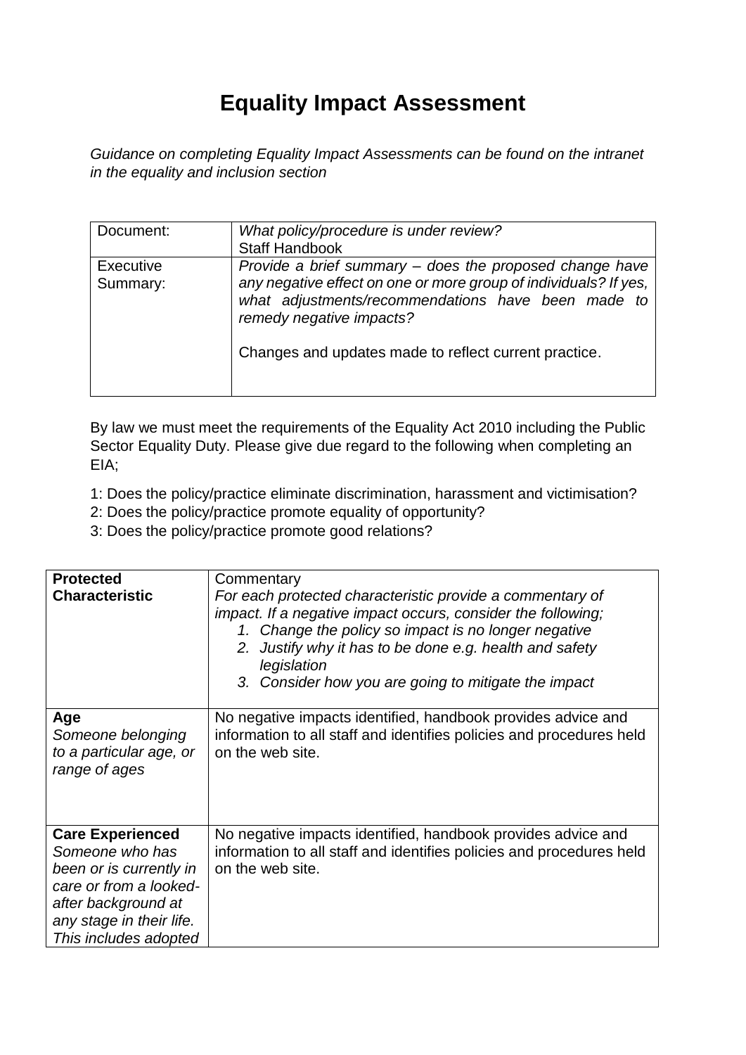# Equality Impact Assessment

*Guidance on completing Equality Impact Assessments can be found on the intranet in the equality and inclusion section*

| Document: | *What policy/procedure is under review?*<br>Staff Handbook |
|---|---|
| Executive Summary: | *Provide a brief summary – does the proposed change have any negative effect on one or more group of individuals? If yes, what adjustments/recommendations have been made to remedy negative impacts?*<br><br>Changes and updates made to reflect current practice. |

By law we must meet the requirements of the Equality Act 2010 including the Public Sector Equality Duty. Please give due regard to the following when completing an EIA;

1: Does the policy/practice eliminate discrimination, harassment and victimisation?
2: Does the policy/practice promote equality of opportunity?
3: Does the policy/practice promote good relations?

| **Protected Characteristic** | Commentary<br>*For each protected characteristic provide a commentary of impact. If a negative impact occurs, consider the following;*<br>*1. Change the policy so impact is no longer negative*<br>*2. Justify why it has to be done e.g. health and safety legislation*<br>*3. Consider how you are going to mitigate the impact* |
|---|---|
| **Age**<br>*Someone belonging to a particular age, or range of ages* | No negative impacts identified, handbook provides advice and information to all staff and identifies policies and procedures held on the web site. |
| **Care Experienced**<br>*Someone who has been or is currently in care or from a looked-after background at any stage in their life. This includes adopted* | No negative impacts identified, handbook provides advice and information to all staff and identifies policies and procedures held on the web site. |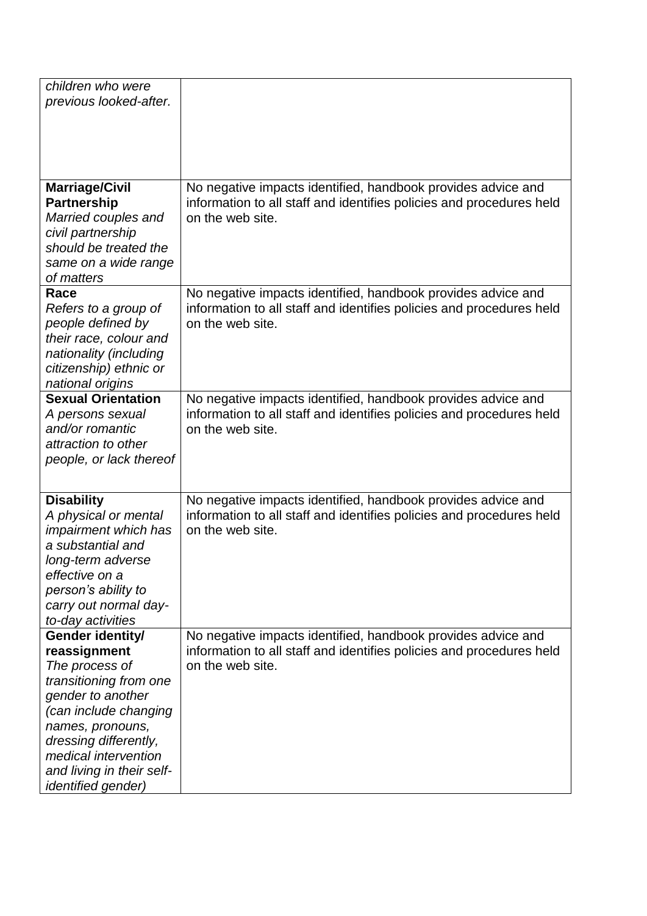| | |
|---|---|
| *children who were previous looked-after.* | |
| **Marriage/Civil Partnership** *Married couples and civil partnership should be treated the same on a wide range of matters* | No negative impacts identified, handbook provides advice and information to all staff and identifies policies and procedures held on the web site. |
| **Race** *Refers to a group of people defined by their race, colour and nationality (including citizenship) ethnic or national origins* | No negative impacts identified, handbook provides advice and information to all staff and identifies policies and procedures held on the web site. |
| **Sexual Orientation** *A persons sexual and/or romantic attraction to other people, or lack thereof* | No negative impacts identified, handbook provides advice and information to all staff and identifies policies and procedures held on the web site. |
| **Disability** *A physical or mental impairment which has a substantial and long-term adverse effective on a person's ability to carry out normal day-to-day activities* | No negative impacts identified, handbook provides advice and information to all staff and identifies policies and procedures held on the web site. |
| **Gender identity/ reassignment** *The process of transitioning from one gender to another (can include changing names, pronouns, dressing differently, medical intervention and living in their self-identified gender)* | No negative impacts identified, handbook provides advice and information to all staff and identifies policies and procedures held on the web site. |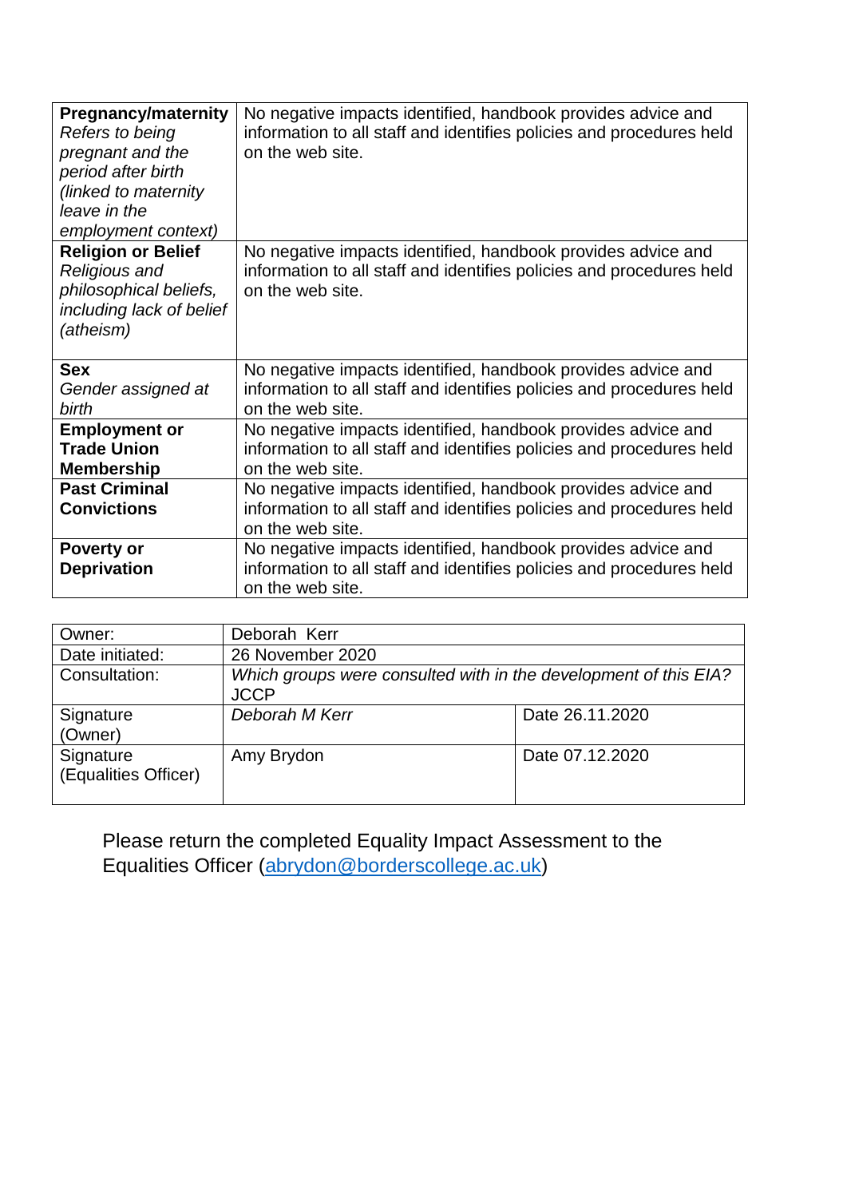| | |
|---|---|
| **Pregnancy/maternity** *Refers to being pregnant and the period after birth (linked to maternity leave in the employment context)* | No negative impacts identified, handbook provides advice and information to all staff and identifies policies and procedures held on the web site. |
| **Religion or Belief** *Religious and philosophical beliefs, including lack of belief (atheism)* | No negative impacts identified, handbook provides advice and information to all staff and identifies policies and procedures held on the web site. |
| **Sex** *Gender assigned at birth* | No negative impacts identified, handbook provides advice and information to all staff and identifies policies and procedures held on the web site. |
| **Employment or Trade Union Membership** | No negative impacts identified, handbook provides advice and information to all staff and identifies policies and procedures held on the web site. |
| **Past Criminal Convictions** | No negative impacts identified, handbook provides advice and information to all staff and identifies policies and procedures held on the web site. |
| **Poverty or Deprivation** | No negative impacts identified, handbook provides advice and information to all staff and identifies policies and procedures held on the web site. |

| | | |
|---|---|---|
| Owner: | Deborah Kerr | |
| Date initiated: | 26 November 2020 | |
| Consultation: | *Which groups were consulted with in the development of this EIA?* JCCP | |
| Signature (Owner) | *Deborah M Kerr* | Date 26.11.2020 |
| Signature (Equalities Officer) | Amy Brydon | Date 07.12.2020 |

Please return the completed Equality Impact Assessment to the Equalities Officer (abrydon@borderscollege.ac.uk)